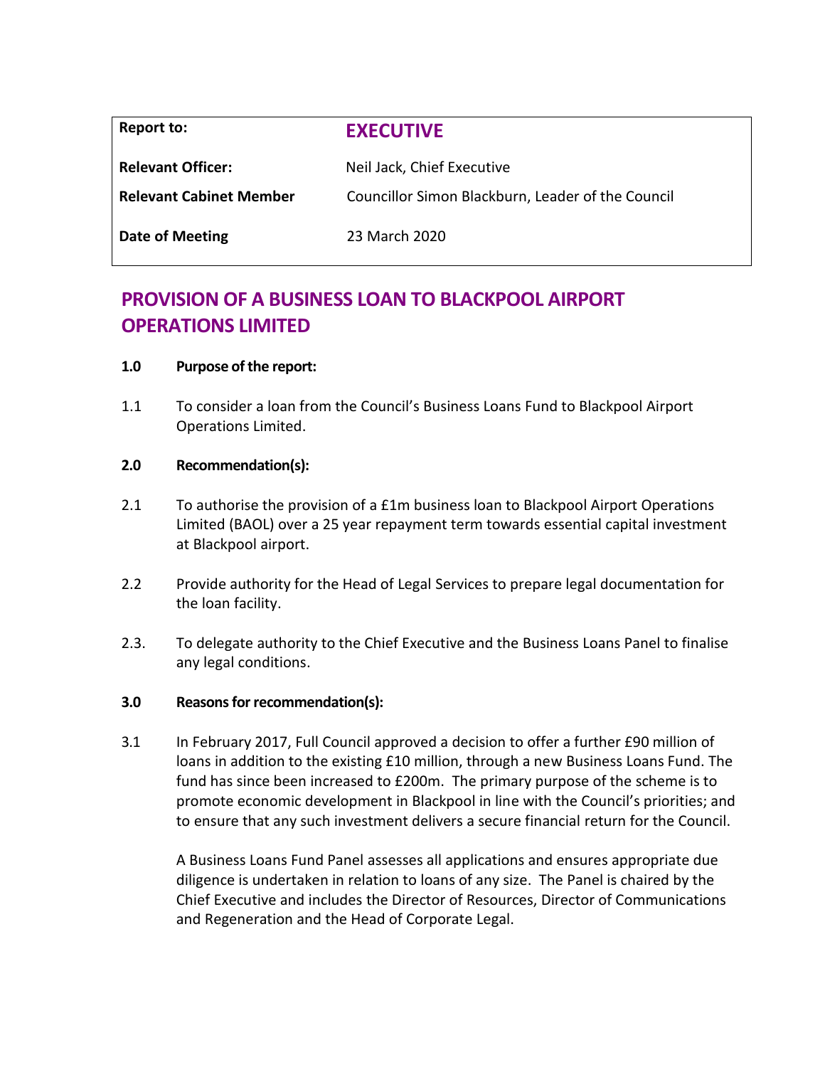| Report to: | **EXECUTIVE** |
| --- | --- |
| **Relevant Officer:** | Neil Jack, Chief Executive |
| **Relevant Cabinet Member** | Councillor Simon Blackburn, Leader of the Council |
| **Date of Meeting** | 23 March 2020 |

# PROVISION OF A BUSINESS LOAN TO BLACKPOOL AIRPORT OPERATIONS LIMITED

**1.0 Purpose of the report:**

1.1 To consider a loan from the Council's Business Loans Fund to Blackpool Airport Operations Limited.

**2.0 Recommendation(s):**

2.1 To authorise the provision of a £1m business loan to Blackpool Airport Operations Limited (BAOL) over a 25 year repayment term towards essential capital investment at Blackpool airport.

2.2 Provide authority for the Head of Legal Services to prepare legal documentation for the loan facility.

2.3. To delegate authority to the Chief Executive and the Business Loans Panel to finalise any legal conditions.

**3.0 Reasons for recommendation(s):**

3.1 In February 2017, Full Council approved a decision to offer a further £90 million of loans in addition to the existing £10 million, through a new Business Loans Fund. The fund has since been increased to £200m. The primary purpose of the scheme is to promote economic development in Blackpool in line with the Council's priorities; and to ensure that any such investment delivers a secure financial return for the Council.

A Business Loans Fund Panel assesses all applications and ensures appropriate due diligence is undertaken in relation to loans of any size. The Panel is chaired by the Chief Executive and includes the Director of Resources, Director of Communications and Regeneration and the Head of Corporate Legal.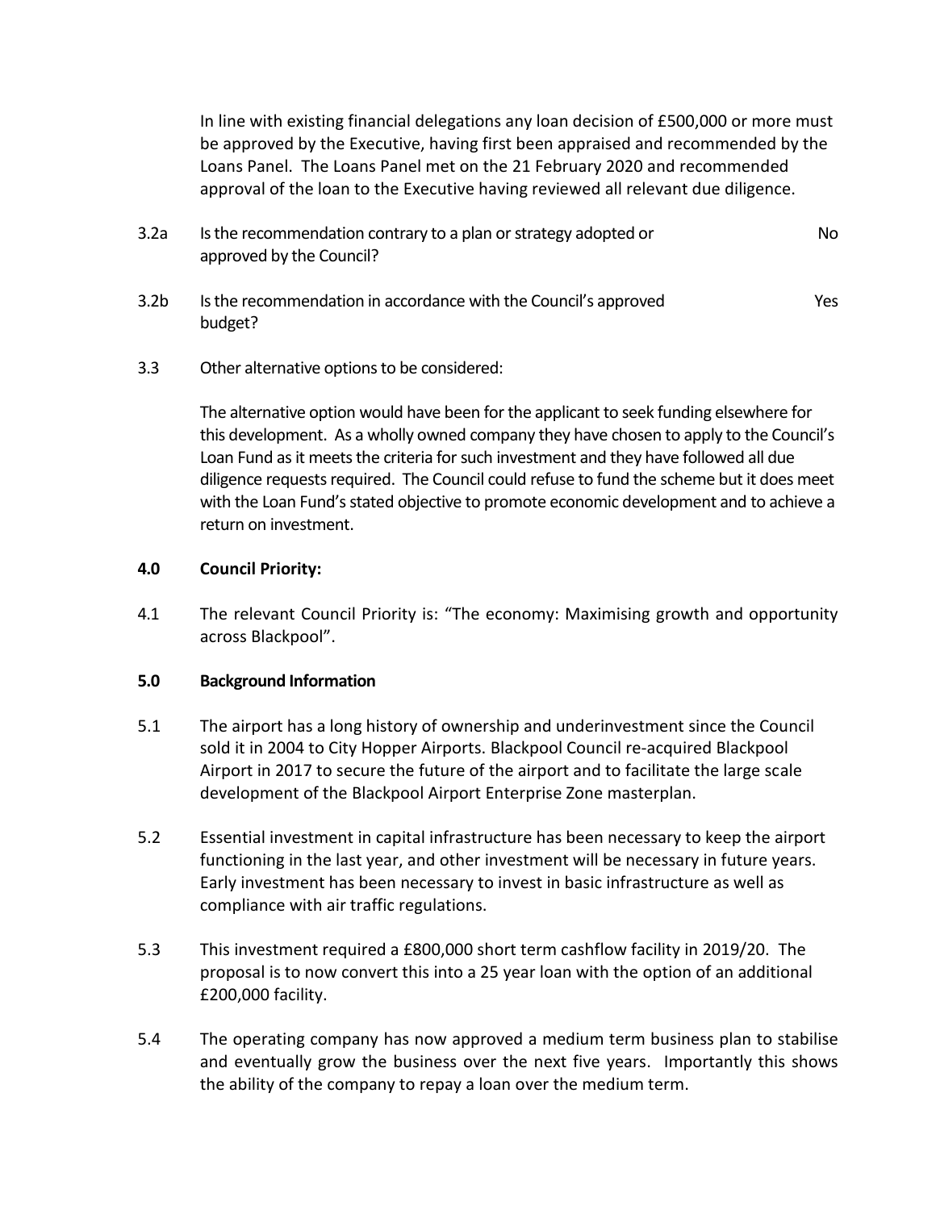In line with existing financial delegations any loan decision of £500,000 or more must be approved by the Executive, having first been appraised and recommended by the Loans Panel. The Loans Panel met on the 21 February 2020 and recommended approval of the loan to the Executive having reviewed all relevant due diligence.

3.2a Is the recommendation contrary to a plan or strategy adopted or approved by the Council? No

3.2b Is the recommendation in accordance with the Council's approved budget? Yes

3.3 Other alternative options to be considered:

The alternative option would have been for the applicant to seek funding elsewhere for this development. As a wholly owned company they have chosen to apply to the Council's Loan Fund as it meets the criteria for such investment and they have followed all due diligence requests required. The Council could refuse to fund the scheme but it does meet with the Loan Fund's stated objective to promote economic development and to achieve a return on investment.

**4.0 Council Priority:**

4.1 The relevant Council Priority is: "The economy: Maximising growth and opportunity across Blackpool".

**5.0 Background Information**

5.1 The airport has a long history of ownership and underinvestment since the Council sold it in 2004 to City Hopper Airports. Blackpool Council re-acquired Blackpool Airport in 2017 to secure the future of the airport and to facilitate the large scale development of the Blackpool Airport Enterprise Zone masterplan.

5.2 Essential investment in capital infrastructure has been necessary to keep the airport functioning in the last year, and other investment will be necessary in future years. Early investment has been necessary to invest in basic infrastructure as well as compliance with air traffic regulations.

5.3 This investment required a £800,000 short term cashflow facility in 2019/20. The proposal is to now convert this into a 25 year loan with the option of an additional £200,000 facility.

5.4 The operating company has now approved a medium term business plan to stabilise and eventually grow the business over the next five years. Importantly this shows the ability of the company to repay a loan over the medium term.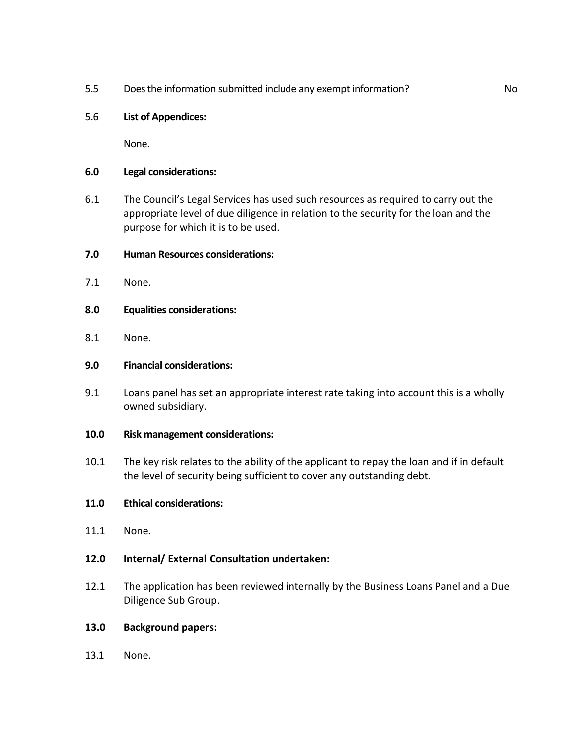5.5 Does the information submitted include any exempt information? No

5.6 **List of Appendices:**

None.

**6.0 Legal considerations:**

6.1 The Council's Legal Services has used such resources as required to carry out the appropriate level of due diligence in relation to the security for the loan and the purpose for which it is to be used.

**7.0 Human Resources considerations:**

7.1 None.

**8.0 Equalities considerations:**

8.1 None.

**9.0 Financial considerations:**

9.1 Loans panel has set an appropriate interest rate taking into account this is a wholly owned subsidiary.

**10.0 Risk management considerations:**

10.1 The key risk relates to the ability of the applicant to repay the loan and if in default the level of security being sufficient to cover any outstanding debt.

**11.0 Ethical considerations:**

11.1 None.

**12.0 Internal/ External Consultation undertaken:**

12.1 The application has been reviewed internally by the Business Loans Panel and a Due Diligence Sub Group.

**13.0 Background papers:**

13.1 None.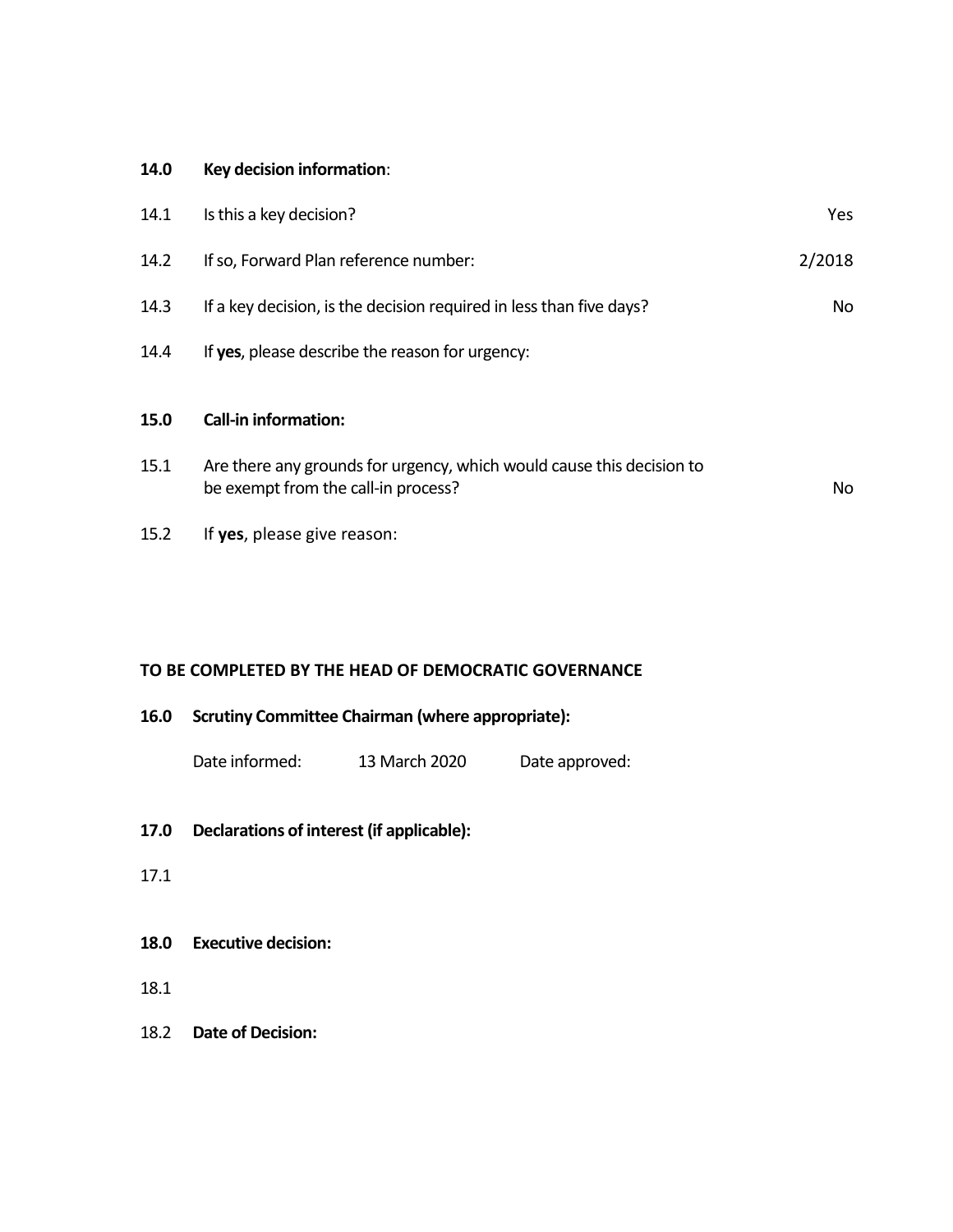**14.0 Key decision information**:

| | | |
|---|---|---|
| 14.1 | Is this a key decision? | Yes |
| 14.2 | If so, Forward Plan reference number: | 2/2018 |
| 14.3 | If a key decision, is the decision required in less than five days? | No |
| 14.4 | If **yes**, please describe the reason for urgency: | |

**15.0 Call-in information:**

| | | |
|---|---|---|
| 15.1 | Are there any grounds for urgency, which would cause this decision to be exempt from the call-in process? | No |
| 15.2 | If **yes**, please give reason: | |

**TO BE COMPLETED BY THE HEAD OF DEMOCRATIC GOVERNANCE**

**16.0 Scrutiny Committee Chairman (where appropriate):**

Date informed: 13 March 2020 Date approved:

**17.0 Declarations of interest (if applicable):**

17.1

**18.0 Executive decision:**

18.1

18.2 **Date of Decision:**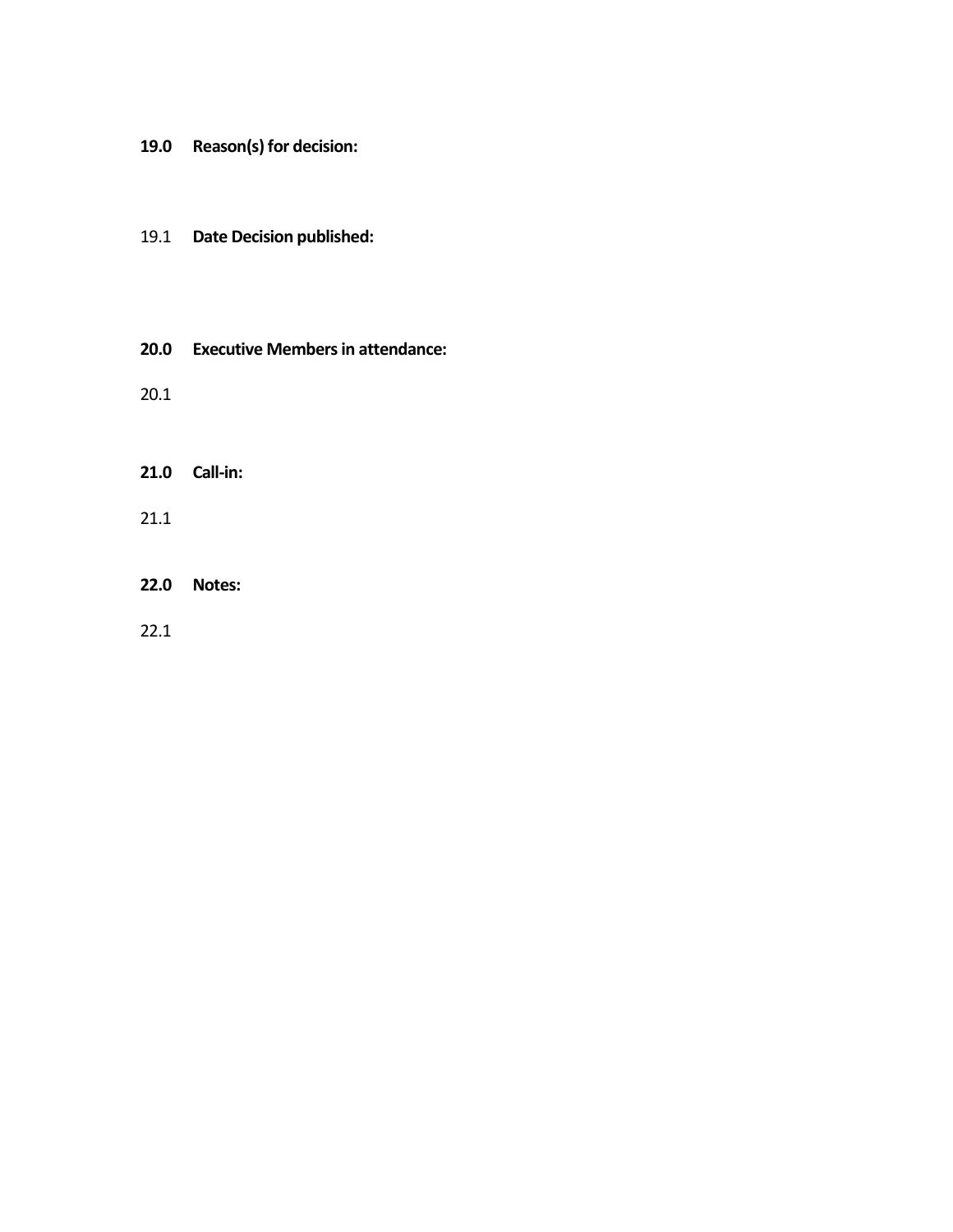**19.0 Reason(s) for decision:**

19.1 **Date Decision published:**

**20.0 Executive Members in attendance:**

20.1

**21.0 Call-in:**

21.1

**22.0 Notes:**

22.1